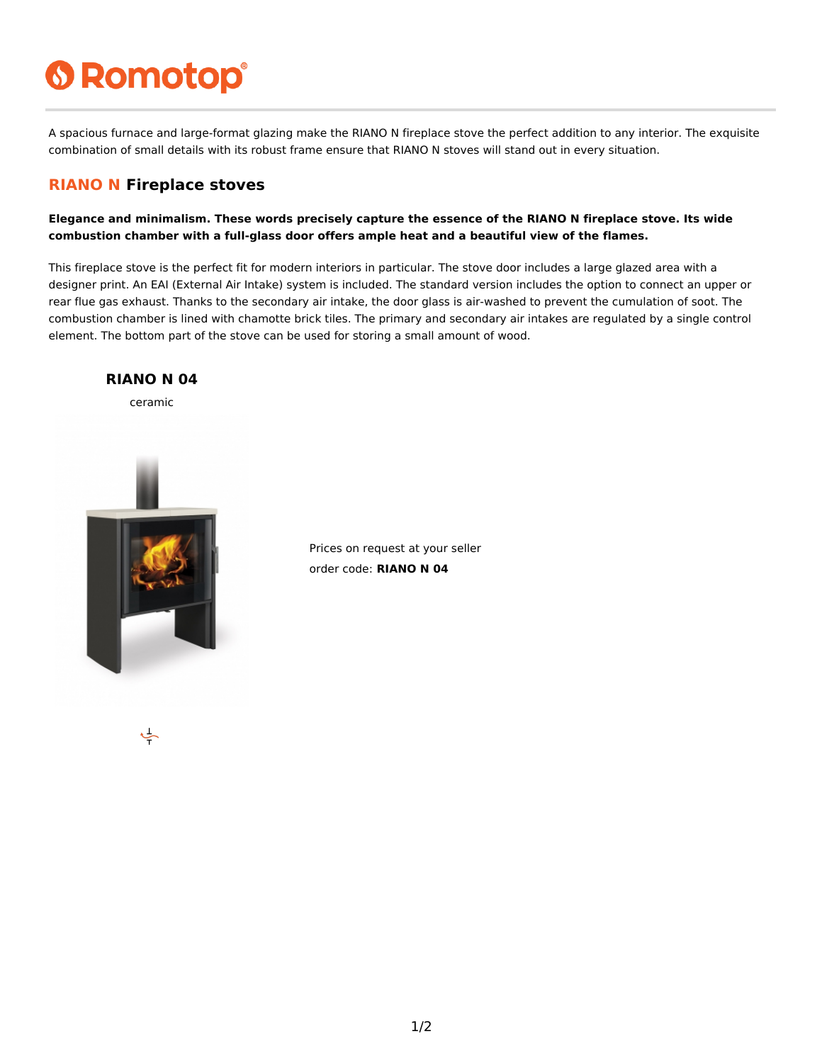# Romotop

A spacious furnace and large-format glazing make the RIANO N fireplace stove the perfect addition to any interior. The exquisite combination of small details with its robust frame ensure that RIANO N stoves will stand out in every situation.

## RIANO N Fireplace stoves

**Elegance and minimalism. These words precisely capture the essence of the RIANO N fireplace stove. Its wide combustion chamber with a full-glass door offers ample heat and a beautiful view of the flames.**

This fireplace stove is the perfect fit for modern interiors in particular. The stove door includes a large glazed area with a designer print. An EAI (External Air Intake) system is included. The standard version includes the option to connect an upper or rear flue gas exhaust. Thanks to the secondary air intake, the door glass is air-washed to prevent the cumulation of soot. The combustion chamber is lined with chamotte brick tiles. The primary and secondary air intakes are regulated by a single control element. The bottom part of the stove can be used for storing a small amount of wood.

### RIANO N 04

ceramic

Prices on request at your seller

order code: **RIANO N 04**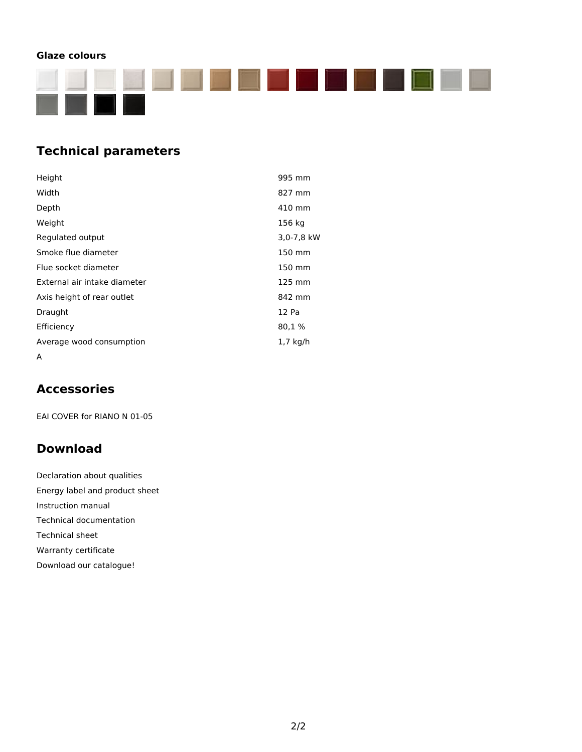**Glaze colours**

## Technical parameters

| | |
|---|---|
| Height | 995 mm |
| Width | 827 mm |
| Depth | 410 mm |
| Weight | 156 kg |
| Regulated output | 3,0-7,8 kW |
| Smoke flue diameter | 150 mm |
| Flue socket diameter | 150 mm |
| External air intake diameter | 125 mm |
| Axis height of rear outlet | 842 mm |
| Draught | 12 Pa |
| Efficiency | 80,1 % |
| Average wood consumption | 1,7 kg/h |
| A | |

## Accessories

EAI COVER for RIANO N 01-05

## Download

Declaration about qualities

Energy label and product sheet

Instruction manual

Technical documentation

Technical sheet

Warranty certificate

Download our catalogue!